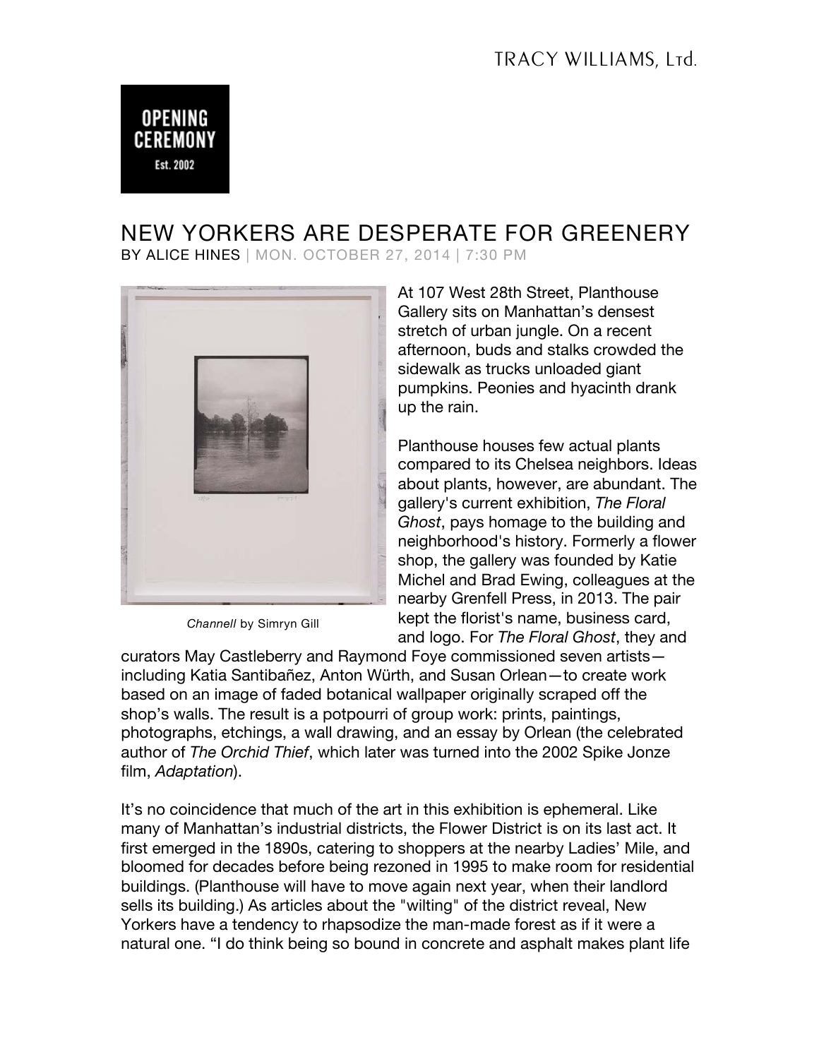TRACY WILLIAMS, Ltd.

OPENING CEREMONY
Est. 2002

# NEW YORKERS ARE DESPERATE FOR GREENERY

BY ALICE HINES | MON. OCTOBER 27, 2014 | 7:30 PM

*Channell* by Simryn Gill

At 107 West 28th Street, Planthouse Gallery sits on Manhattan's densest stretch of urban jungle. On a recent afternoon, buds and stalks crowded the sidewalk as trucks unloaded giant pumpkins. Peonies and hyacinth drank up the rain.

Planthouse houses few actual plants compared to its Chelsea neighbors. Ideas about plants, however, are abundant. The gallery's current exhibition, *The Floral Ghost*, pays homage to the building and neighborhood's history. Formerly a flower shop, the gallery was founded by Katie Michel and Brad Ewing, colleagues at the nearby Grenfell Press, in 2013. The pair kept the florist's name, business card, and logo. For *The Floral Ghost*, they and curators May Castleberry and Raymond Foye commissioned seven artists—including Katia Santibañez, Anton Würth, and Susan Orlean—to create work based on an image of faded botanical wallpaper originally scraped off the shop's walls. The result is a potpourri of group work: prints, paintings, photographs, etchings, a wall drawing, and an essay by Orlean (the celebrated author of *The Orchid Thief*, which later was turned into the 2002 Spike Jonze film, *Adaptation*).

It's no coincidence that much of the art in this exhibition is ephemeral. Like many of Manhattan's industrial districts, the Flower District is on its last act. It first emerged in the 1890s, catering to shoppers at the nearby Ladies' Mile, and bloomed for decades before being rezoned in 1995 to make room for residential buildings. (Planthouse will have to move again next year, when their landlord sells its building.) As articles about the "wilting" of the district reveal, New Yorkers have a tendency to rhapsodize the man-made forest as if it were a natural one. "I do think being so bound in concrete and asphalt makes plant life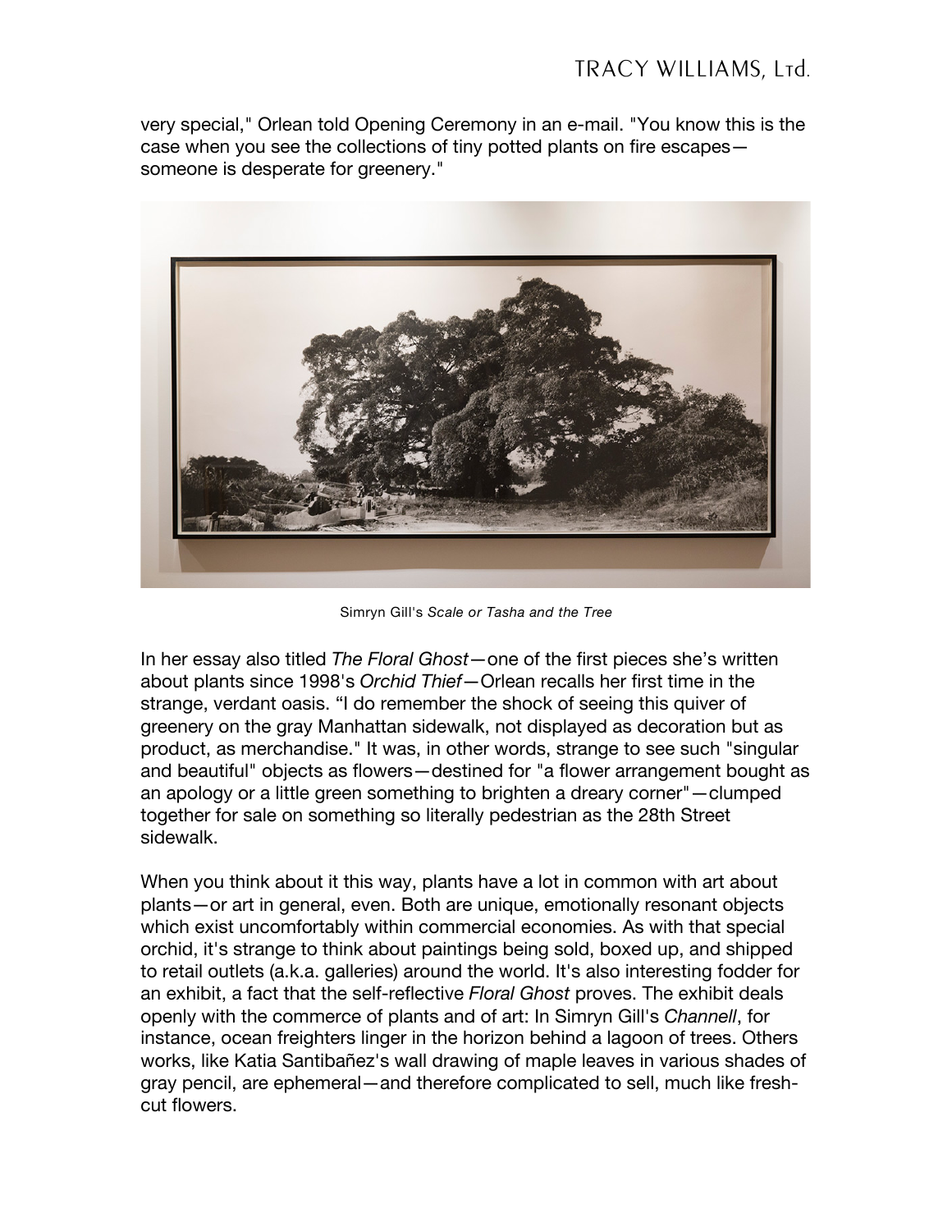very special," Orlean told Opening Ceremony in an e-mail. "You know this is the case when you see the collections of tiny potted plants on fire escapes—someone is desperate for greenery."

Simryn Gill's *Scale or Tasha and the Tree*

In her essay also titled *The Floral Ghost*—one of the first pieces she's written about plants since 1998's *Orchid Thief*—Orlean recalls her first time in the strange, verdant oasis. "I do remember the shock of seeing this quiver of greenery on the gray Manhattan sidewalk, not displayed as decoration but as product, as merchandise." It was, in other words, strange to see such "singular and beautiful" objects as flowers—destined for "a flower arrangement bought as an apology or a little green something to brighten a dreary corner"—clumped together for sale on something so literally pedestrian as the 28th Street sidewalk.

When you think about it this way, plants have a lot in common with art about plants—or art in general, even. Both are unique, emotionally resonant objects which exist uncomfortably within commercial economies. As with that special orchid, it's strange to think about paintings being sold, boxed up, and shipped to retail outlets (a.k.a. galleries) around the world. It's also interesting fodder for an exhibit, a fact that the self-reflective *Floral Ghost* proves. The exhibit deals openly with the commerce of plants and of art: In Simryn Gill's *Channell*, for instance, ocean freighters linger in the horizon behind a lagoon of trees. Others works, like Katia Santibañez's wall drawing of maple leaves in various shades of gray pencil, are ephemeral—and therefore complicated to sell, much like fresh-cut flowers.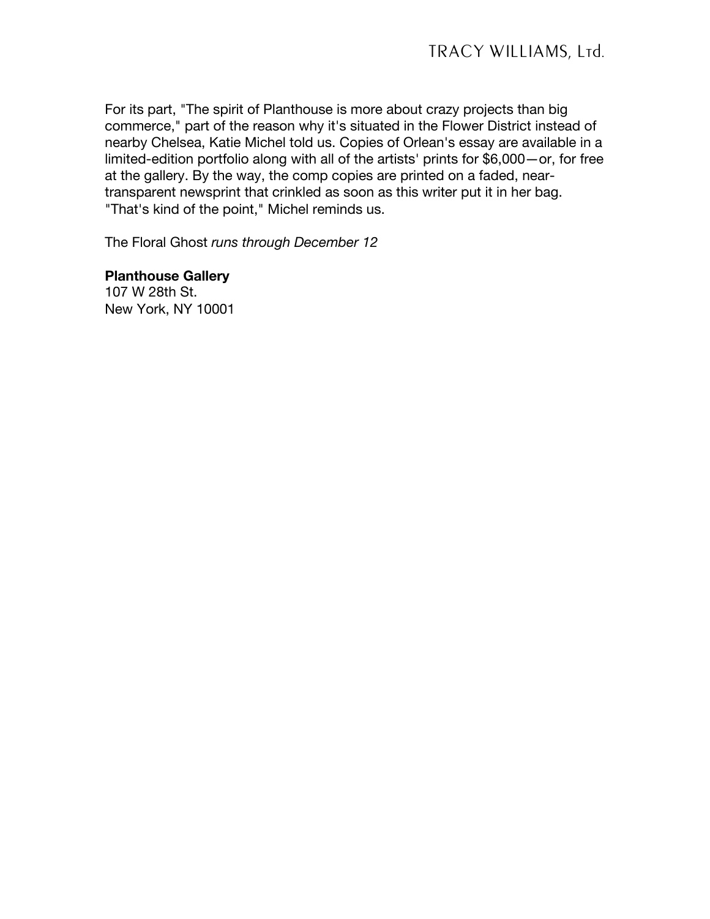For its part, "The spirit of Planthouse is more about crazy projects than big commerce," part of the reason why it's situated in the Flower District instead of nearby Chelsea, Katie Michel told us. Copies of Orlean's essay are available in a limited-edition portfolio along with all of the artists' prints for $6,000—or, for free at the gallery. By the way, the comp copies are printed on a faded, near-transparent newsprint that crinkled as soon as this writer put it in her bag. "That's kind of the point," Michel reminds us.

The Floral Ghost *runs through December 12*

**Planthouse Gallery**
107 W 28th St.
New York, NY 10001